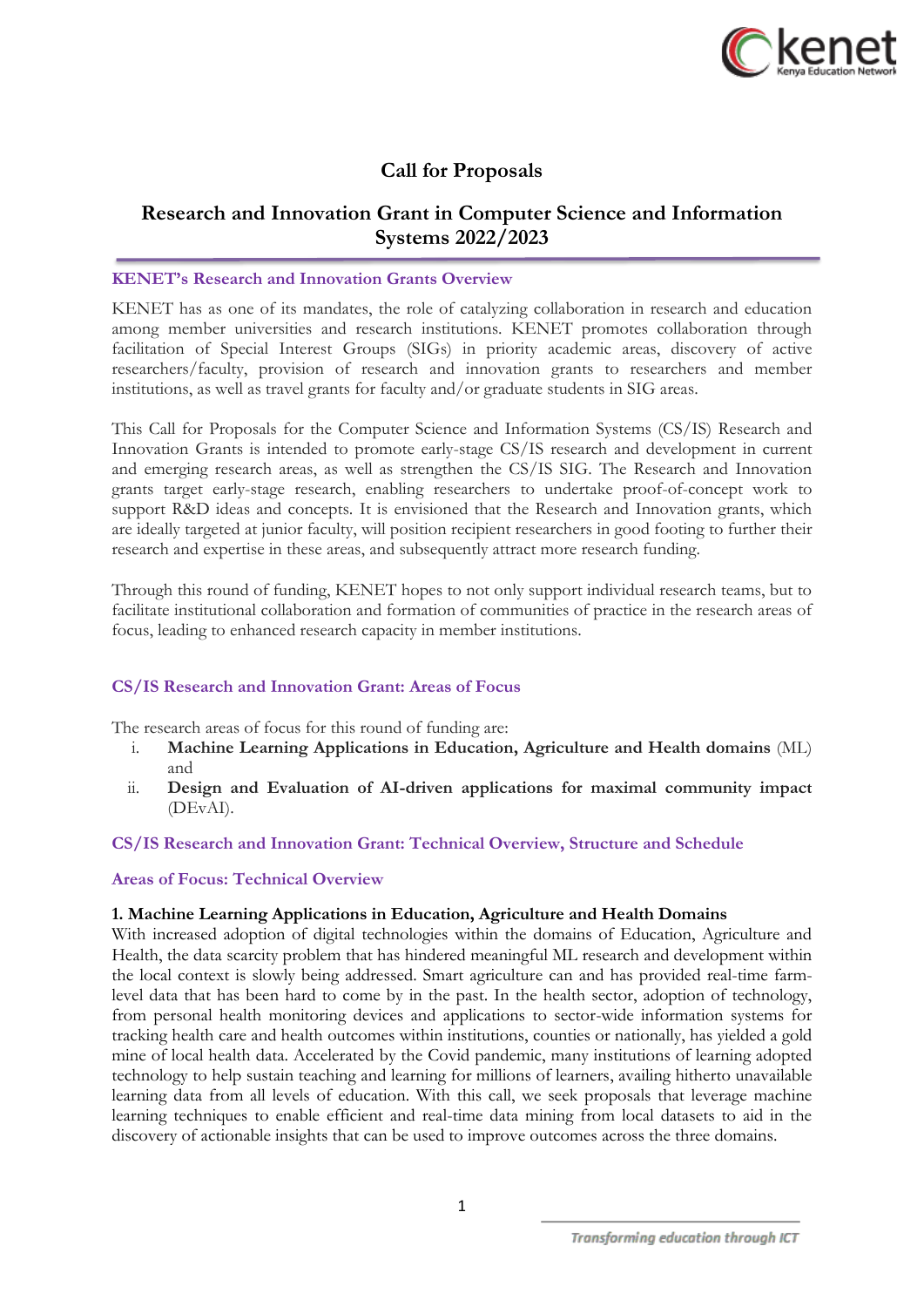# Call for Proposals

## Research and Innovation Grant in Computer Science and Information Systems 2022/2023

### KENET's Research and Innovation Grants Overview

KENET has as one of its mandates, the role of catalyzing collaboration in research and education among member universities and research institutions. KENET promotes collaboration through facilitation of Special Interest Groups (SIGs) in priority academic areas, discovery of active researchers/faculty, provision of research and innovation grants to researchers and member institutions, as well as travel grants for faculty and/or graduate students in SIG areas.

This Call for Proposals for the Computer Science and Information Systems (CS/IS) Research and Innovation Grants is intended to promote early-stage CS/IS research and development in current and emerging research areas, as well as strengthen the CS/IS SIG. The Research and Innovation grants target early-stage research, enabling researchers to undertake proof-of-concept work to support R&D ideas and concepts. It is envisioned that the Research and Innovation grants, which are ideally targeted at junior faculty, will position recipient researchers in good footing to further their research and expertise in these areas, and subsequently attract more research funding.

Through this round of funding, KENET hopes to not only support individual research teams, but to facilitate institutional collaboration and formation of communities of practice in the research areas of focus, leading to enhanced research capacity in member institutions.

### CS/IS Research and Innovation Grant: Areas of Focus

The research areas of focus for this round of funding are:

i. **Machine Learning Applications in Education, Agriculture and Health domains** (ML) and
ii. **Design and Evaluation of AI-driven applications for maximal community impact** (DEvAI).

### CS/IS Research and Innovation Grant: Technical Overview, Structure and Schedule

### Areas of Focus: Technical Overview

**1. Machine Learning Applications in Education, Agriculture and Health Domains**

With increased adoption of digital technologies within the domains of Education, Agriculture and Health, the data scarcity problem that has hindered meaningful ML research and development within the local context is slowly being addressed. Smart agriculture can and has provided real-time farm-level data that has been hard to come by in the past. In the health sector, adoption of technology, from personal health monitoring devices and applications to sector-wide information systems for tracking health care and health outcomes within institutions, counties or nationally, has yielded a gold mine of local health data. Accelerated by the Covid pandemic, many institutions of learning adopted technology to help sustain teaching and learning for millions of learners, availing hitherto unavailable learning data from all levels of education. With this call, we seek proposals that leverage machine learning techniques to enable efficient and real-time data mining from local datasets to aid in the discovery of actionable insights that can be used to improve outcomes across the three domains.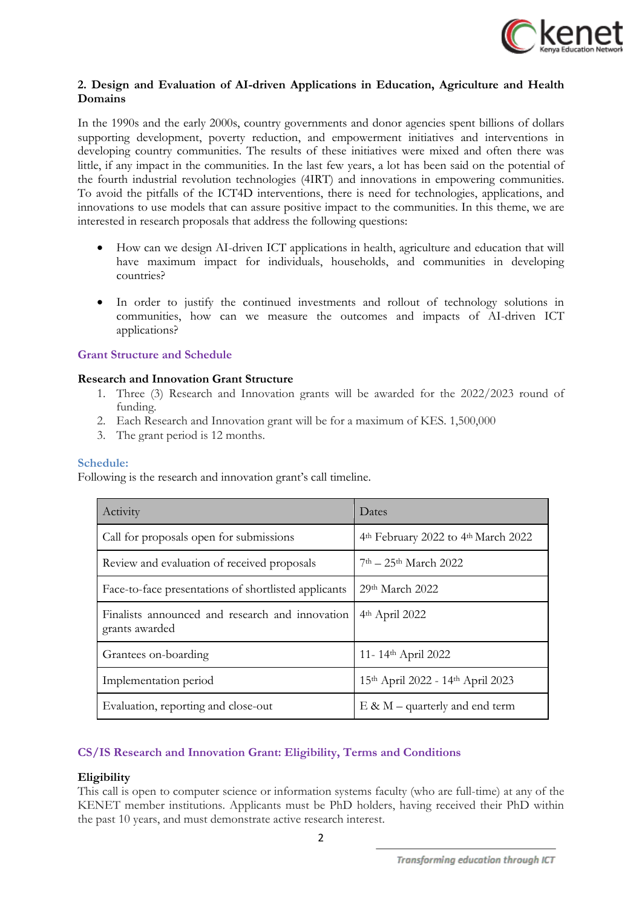## 2. Design and Evaluation of AI-driven Applications in Education, Agriculture and Health Domains

In the 1990s and the early 2000s, country governments and donor agencies spent billions of dollars supporting development, poverty reduction, and empowerment initiatives and interventions in developing country communities. The results of these initiatives were mixed and often there was little, if any impact in the communities. In the last few years, a lot has been said on the potential of the fourth industrial revolution technologies (4IRT) and innovations in empowering communities. To avoid the pitfalls of the ICT4D interventions, there is need for technologies, applications, and innovations to use models that can assure positive impact to the communities. In this theme, we are interested in research proposals that address the following questions:

- How can we design AI-driven ICT applications in health, agriculture and education that will have maximum impact for individuals, households, and communities in developing countries?
- In order to justify the continued investments and rollout of technology solutions in communities, how can we measure the outcomes and impacts of AI-driven ICT applications?

### Grant Structure and Schedule

**Research and Innovation Grant Structure**

1. Three (3) Research and Innovation grants will be awarded for the 2022/2023 round of funding.
2. Each Research and Innovation grant will be for a maximum of KES. 1,500,000
3. The grant period is 12 months.

### Schedule:

Following is the research and innovation grant's call timeline.

| Activity | Dates |
|---|---|
| Call for proposals open for submissions | 4th February 2022 to 4th March 2022 |
| Review and evaluation of received proposals | 7th – 25th March 2022 |
| Face-to-face presentations of shortlisted applicants | 29th March 2022 |
| Finalists announced and research and innovation grants awarded | 4th April 2022 |
| Grantees on-boarding | 11- 14th April 2022 |
| Implementation period | 15th April 2022 - 14th April 2023 |
| Evaluation, reporting and close-out | E & M – quarterly and end term |

### CS/IS Research and Innovation Grant: Eligibility, Terms and Conditions

**Eligibility**

This call is open to computer science or information systems faculty (who are full-time) at any of the KENET member institutions. Applicants must be PhD holders, having received their PhD within the past 10 years, and must demonstrate active research interest.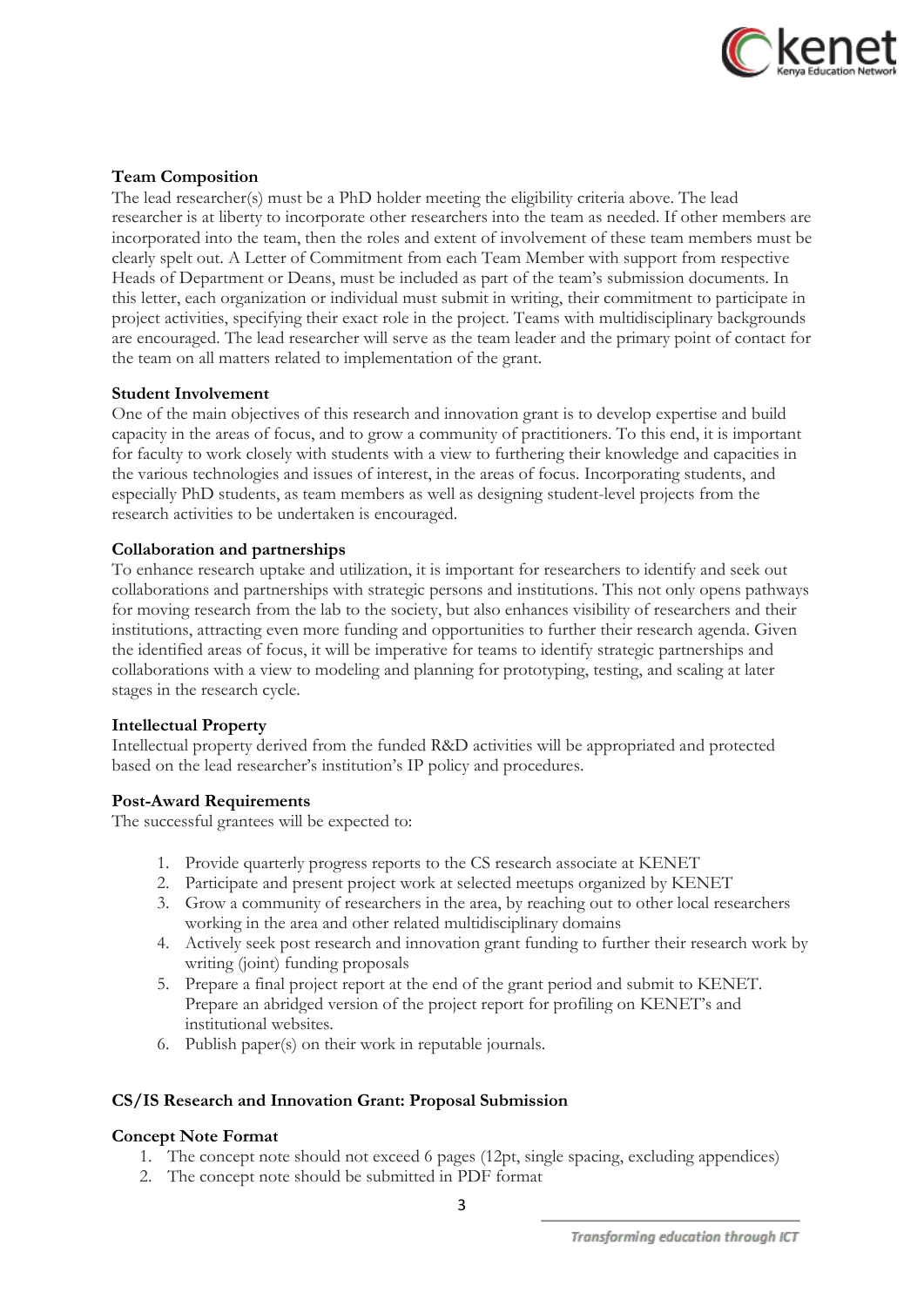### Team Composition

The lead researcher(s) must be a PhD holder meeting the eligibility criteria above. The lead researcher is at liberty to incorporate other researchers into the team as needed. If other members are incorporated into the team, then the roles and extent of involvement of these team members must be clearly spelt out. A Letter of Commitment from each Team Member with support from respective Heads of Department or Deans, must be included as part of the team's submission documents. In this letter, each organization or individual must submit in writing, their commitment to participate in project activities, specifying their exact role in the project. Teams with multidisciplinary backgrounds are encouraged. The lead researcher will serve as the team leader and the primary point of contact for the team on all matters related to implementation of the grant.

### Student Involvement

One of the main objectives of this research and innovation grant is to develop expertise and build capacity in the areas of focus, and to grow a community of practitioners. To this end, it is important for faculty to work closely with students with a view to furthering their knowledge and capacities in the various technologies and issues of interest, in the areas of focus. Incorporating students, and especially PhD students, as team members as well as designing student-level projects from the research activities to be undertaken is encouraged.

### Collaboration and partnerships

To enhance research uptake and utilization, it is important for researchers to identify and seek out collaborations and partnerships with strategic persons and institutions. This not only opens pathways for moving research from the lab to the society, but also enhances visibility of researchers and their institutions, attracting even more funding and opportunities to further their research agenda. Given the identified areas of focus, it will be imperative for teams to identify strategic partnerships and collaborations with a view to modeling and planning for prototyping, testing, and scaling at later stages in the research cycle.

### Intellectual Property

Intellectual property derived from the funded R&D activities will be appropriated and protected based on the lead researcher's institution's IP policy and procedures.

### Post-Award Requirements

The successful grantees will be expected to:

1. Provide quarterly progress reports to the CS research associate at KENET
2. Participate and present project work at selected meetups organized by KENET
3. Grow a community of researchers in the area, by reaching out to other local researchers working in the area and other related multidisciplinary domains
4. Actively seek post research and innovation grant funding to further their research work by writing (joint) funding proposals
5. Prepare a final project report at the end of the grant period and submit to KENET. Prepare an abridged version of the project report for profiling on KENET's and institutional websites.
6. Publish paper(s) on their work in reputable journals.

## CS/IS Research and Innovation Grant: Proposal Submission

### Concept Note Format

1. The concept note should not exceed 6 pages (12pt, single spacing, excluding appendices)
2. The concept note should be submitted in PDF format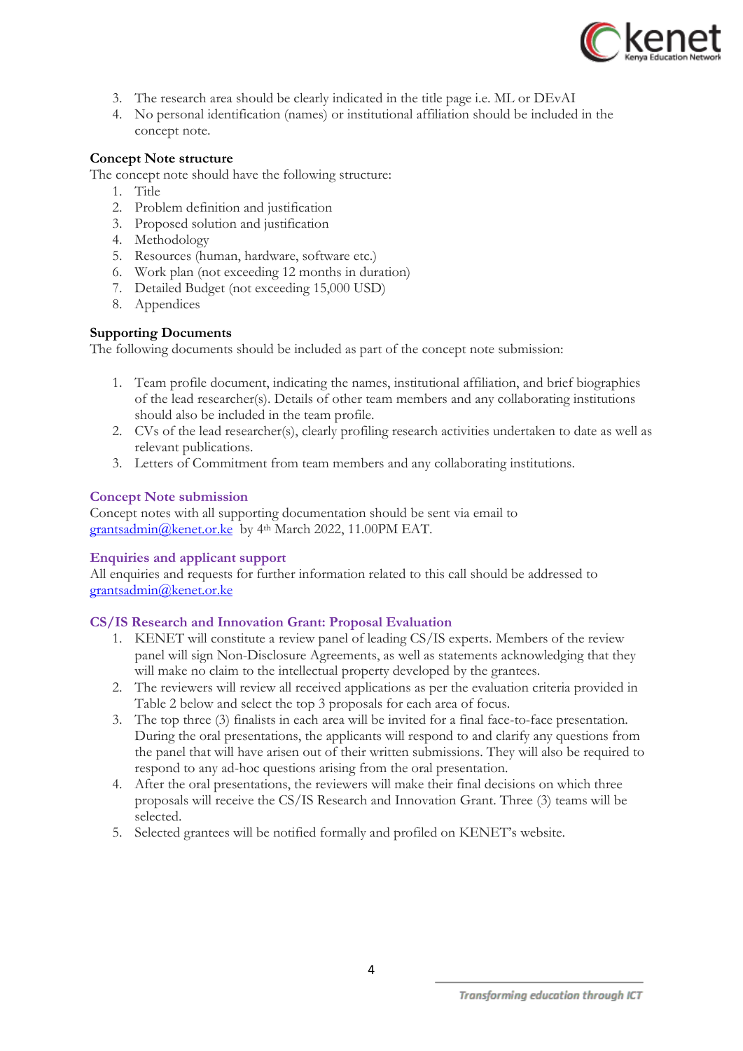3. The research area should be clearly indicated in the title page i.e. ML or DEvAI
4. No personal identification (names) or institutional affiliation should be included in the concept note.

**Concept Note structure**

The concept note should have the following structure:

1. Title
2. Problem definition and justification
3. Proposed solution and justification
4. Methodology
5. Resources (human, hardware, software etc.)
6. Work plan (not exceeding 12 months in duration)
7. Detailed Budget (not exceeding 15,000 USD)
8. Appendices

**Supporting Documents**

The following documents should be included as part of the concept note submission:

1. Team profile document, indicating the names, institutional affiliation, and brief biographies of the lead researcher(s). Details of other team members and any collaborating institutions should also be included in the team profile.
2. CVs of the lead researcher(s), clearly profiling research activities undertaken to date as well as relevant publications.
3. Letters of Commitment from team members and any collaborating institutions.

### Concept Note submission

Concept notes with all supporting documentation should be sent via email to grantsadmin@kenet.or.ke by 4th March 2022, 11.00PM EAT.

### Enquiries and applicant support

All enquiries and requests for further information related to this call should be addressed to grantsadmin@kenet.or.ke

### CS/IS Research and Innovation Grant: Proposal Evaluation

1. KENET will constitute a review panel of leading CS/IS experts. Members of the review panel will sign Non-Disclosure Agreements, as well as statements acknowledging that they will make no claim to the intellectual property developed by the grantees.
2. The reviewers will review all received applications as per the evaluation criteria provided in Table 2 below and select the top 3 proposals for each area of focus.
3. The top three (3) finalists in each area will be invited for a final face-to-face presentation. During the oral presentations, the applicants will respond to and clarify any questions from the panel that will have arisen out of their written submissions. They will also be required to respond to any ad-hoc questions arising from the oral presentation.
4. After the oral presentations, the reviewers will make their final decisions on which three proposals will receive the CS/IS Research and Innovation Grant. Three (3) teams will be selected.
5. Selected grantees will be notified formally and profiled on KENET's website.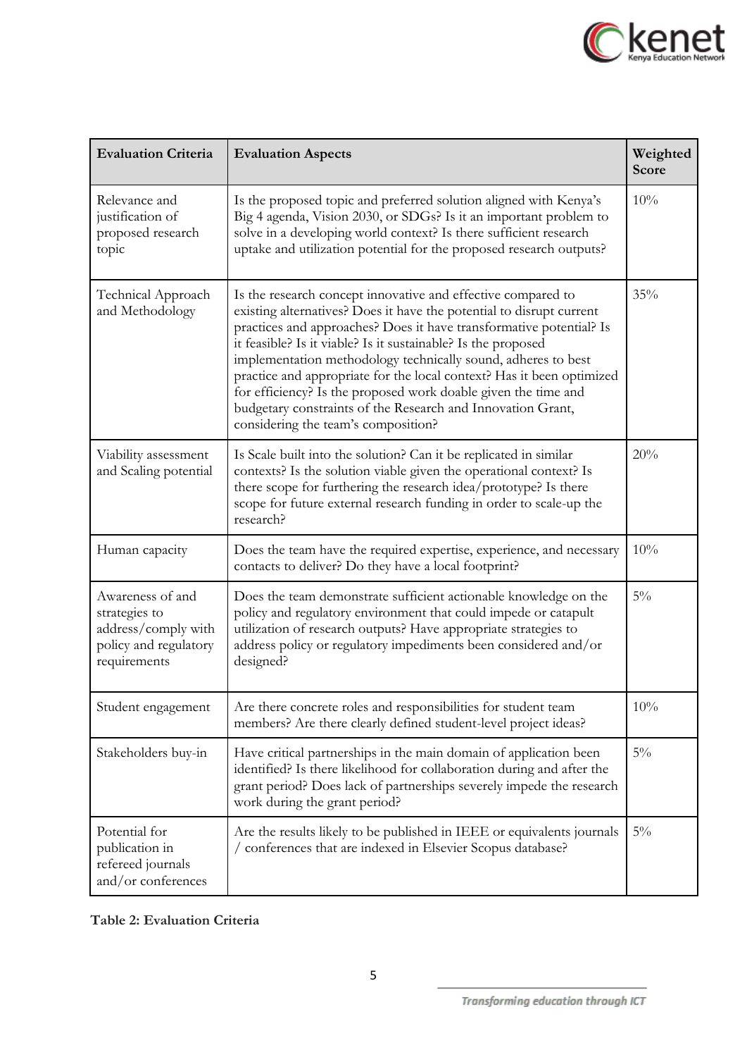| Evaluation Criteria | Evaluation Aspects | Weighted Score |
|---|---|---|
| Relevance and justification of proposed research topic | Is the proposed topic and preferred solution aligned with Kenya's Big 4 agenda, Vision 2030, or SDGs? Is it an important problem to solve in a developing world context? Is there sufficient research uptake and utilization potential for the proposed research outputs? | 10% |
| Technical Approach and Methodology | Is the research concept innovative and effective compared to existing alternatives? Does it have the potential to disrupt current practices and approaches? Does it have transformative potential? Is it feasible? Is it viable? Is it sustainable? Is the proposed implementation methodology technically sound, adheres to best practice and appropriate for the local context? Has it been optimized for efficiency? Is the proposed work doable given the time and budgetary constraints of the Research and Innovation Grant, considering the team's composition? | 35% |
| Viability assessment and Scaling potential | Is Scale built into the solution? Can it be replicated in similar contexts? Is the solution viable given the operational context? Is there scope for furthering the research idea/prototype? Is there scope for future external research funding in order to scale-up the research? | 20% |
| Human capacity | Does the team have the required expertise, experience, and necessary contacts to deliver? Do they have a local footprint? | 10% |
| Awareness of and strategies to address/comply with policy and regulatory requirements | Does the team demonstrate sufficient actionable knowledge on the policy and regulatory environment that could impede or catapult utilization of research outputs? Have appropriate strategies to address policy or regulatory impediments been considered and/or designed? | 5% |
| Student engagement | Are there concrete roles and responsibilities for student team members? Are there clearly defined student-level project ideas? | 10% |
| Stakeholders buy-in | Have critical partnerships in the main domain of application been identified? Is there likelihood for collaboration during and after the grant period? Does lack of partnerships severely impede the research work during the grant period? | 5% |
| Potential for publication in refereed journals and/or conferences | Are the results likely to be published in IEEE or equivalents journals / conferences that are indexed in Elsevier Scopus database? | 5% |

**Table 2: Evaluation Criteria**